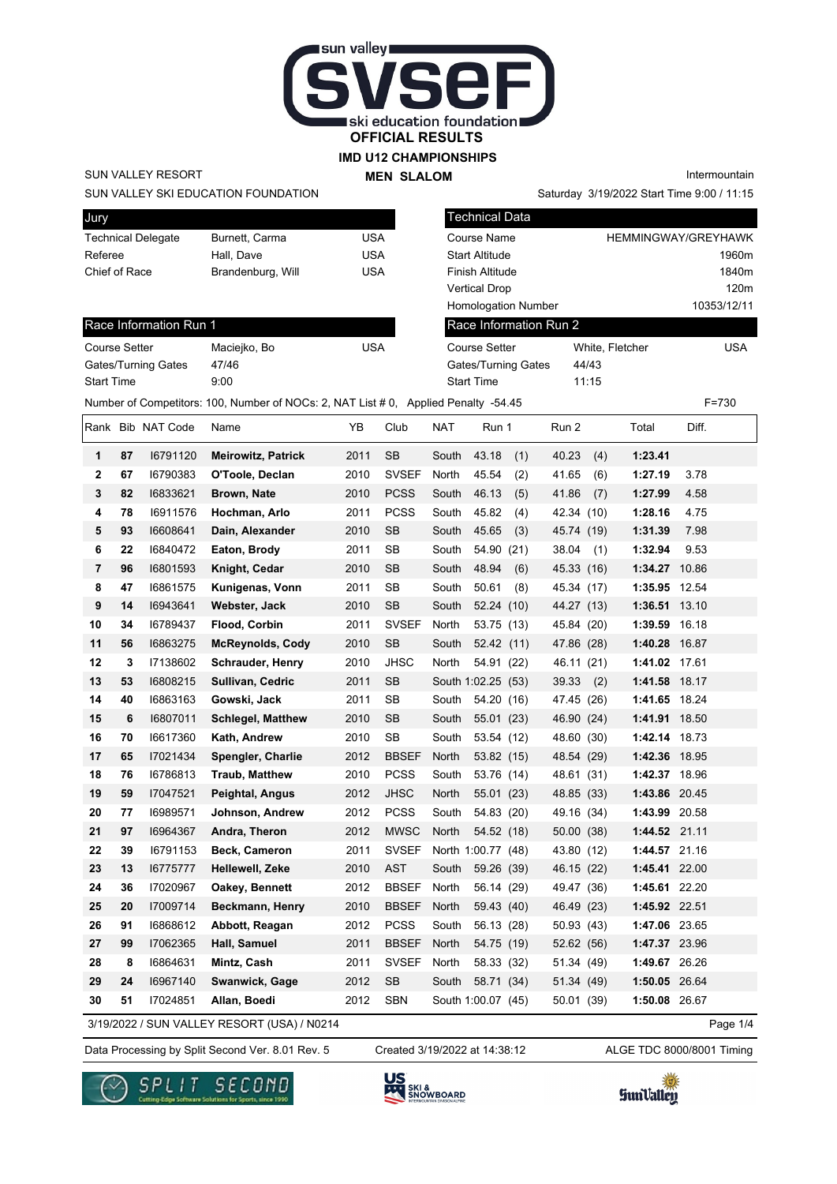# OFFICIAL RESULTS

## IMD U12 CHAMPIONSHIPS

### MEN SLALOM

SUN VALLEY RESORT

SUN VALLEY SKI EDUCATION FOUNDATION

Intermountain

Saturday 3/19/2022 Start Time 9:00 / 11:15

| Jury | | |
|---|---|---|
| Technical Delegate | Burnett, Carma | USA |
| Referee | Hall, Dave | USA |
| Chief of Race | Brandenburg, Will | USA |

| Technical Data | |
|---|---|
| Course Name | HEMMINGWAY/GREYHAWK |
| Start Altitude | 1960m |
| Finish Altitude | 1840m |
| Vertical Drop | 120m |
| Homologation Number | 10353/12/11 |

| Race Information Run 1 | | |
|---|---|---|
| Course Setter | Maciejko, Bo | USA |
| Gates/Turning Gates | 47/46 | |
| Start Time | 9:00 | |

| Race Information Run 2 | | |
|---|---|---|
| Course Setter | White, Fletcher | USA |
| Gates/Turning Gates | 44/43 | |
| Start Time | 11:15 | |

Number of Competitors: 100, Number of NOCs: 2, NAT List # 0, Applied Penalty -54.45 F=730

| Rank | Bib | NAT Code | Name | YB | Club | NAT | Run 1 | Run 2 | Total | Diff. |
|---|---|---|---|---|---|---|---|---|---|---|
| 1 | 87 | I6791120 | **Meirowitz, Patrick** | 2011 | SB | South | 43.18 (1) | 40.23 (4) | **1:23.41** | |
| 2 | 67 | I6790383 | **O'Toole, Declan** | 2010 | SVSEF | North | 45.54 (2) | 41.65 (6) | **1:27.19** | 3.78 |
| 3 | 82 | I6833621 | **Brown, Nate** | 2010 | PCSS | South | 46.13 (5) | 41.86 (7) | **1:27.99** | 4.58 |
| 4 | 78 | I6911576 | **Hochman, Arlo** | 2011 | PCSS | South | 45.82 (4) | 42.34 (10) | **1:28.16** | 4.75 |
| 5 | 93 | I6608641 | **Dain, Alexander** | 2010 | SB | South | 45.65 (3) | 45.74 (19) | **1:31.39** | 7.98 |
| 6 | 22 | I6840472 | **Eaton, Brody** | 2011 | SB | South | 54.90 (21) | 38.04 (1) | **1:32.94** | 9.53 |
| 7 | 96 | I6801593 | **Knight, Cedar** | 2010 | SB | South | 48.94 (6) | 45.33 (16) | **1:34.27** | 10.86 |
| 8 | 47 | I6861575 | **Kunigenas, Vonn** | 2011 | SB | South | 50.61 (8) | 45.34 (17) | **1:35.95** | 12.54 |
| 9 | 14 | I6943641 | **Webster, Jack** | 2010 | SB | South | 52.24 (10) | 44.27 (13) | **1:36.51** | 13.10 |
| 10 | 34 | I6789437 | **Flood, Corbin** | 2011 | SVSEF | North | 53.75 (13) | 45.84 (20) | **1:39.59** | 16.18 |
| 11 | 56 | I6863275 | **McReynolds, Cody** | 2010 | SB | South | 52.42 (11) | 47.86 (28) | **1:40.28** | 16.87 |
| 12 | 3 | I7138602 | **Schrauder, Henry** | 2010 | JHSC | North | 54.91 (22) | 46.11 (21) | **1:41.02** | 17.61 |
| 13 | 53 | I6808215 | **Sullivan, Cedric** | 2011 | SB | South | 1:02.25 (53) | 39.33 (2) | **1:41.58** | 18.17 |
| 14 | 40 | I6863163 | **Gowski, Jack** | 2011 | SB | South | 54.20 (16) | 47.45 (26) | **1:41.65** | 18.24 |
| 15 | 6 | I6807011 | **Schlegel, Matthew** | 2010 | SB | South | 55.01 (23) | 46.90 (24) | **1:41.91** | 18.50 |
| 16 | 70 | I6617360 | **Kath, Andrew** | 2010 | SB | South | 53.54 (12) | 48.60 (30) | **1:42.14** | 18.73 |
| 17 | 65 | I7021434 | **Spengler, Charlie** | 2012 | BBSEF | North | 53.82 (15) | 48.54 (29) | **1:42.36** | 18.95 |
| 18 | 76 | I6786813 | **Traub, Matthew** | 2010 | PCSS | South | 53.76 (14) | 48.61 (31) | **1:42.37** | 18.96 |
| 19 | 59 | I7047521 | **Peightal, Angus** | 2012 | JHSC | North | 55.01 (23) | 48.85 (33) | **1:43.86** | 20.45 |
| 20 | 77 | I6989571 | **Johnson, Andrew** | 2012 | PCSS | South | 54.83 (20) | 49.16 (34) | **1:43.99** | 20.58 |
| 21 | 97 | I6964367 | **Andra, Theron** | 2012 | MWSC | North | 54.52 (18) | 50.00 (38) | **1:44.52** | 21.11 |
| 22 | 39 | I6791153 | **Beck, Cameron** | 2011 | SVSEF | North | 1:00.77 (48) | 43.80 (12) | **1:44.57** | 21.16 |
| 23 | 13 | I6775777 | **Hellewell, Zeke** | 2010 | AST | South | 59.26 (39) | 46.15 (22) | **1:45.41** | 22.00 |
| 24 | 36 | I7020967 | **Oakey, Bennett** | 2012 | BBSEF | North | 56.14 (29) | 49.47 (36) | **1:45.61** | 22.20 |
| 25 | 20 | I7009714 | **Beckmann, Henry** | 2010 | BBSEF | North | 59.43 (40) | 46.49 (23) | **1:45.92** | 22.51 |
| 26 | 91 | I6868612 | **Abbott, Reagan** | 2012 | PCSS | South | 56.13 (28) | 50.93 (43) | **1:47.06** | 23.65 |
| 27 | 99 | I7062365 | **Hall, Samuel** | 2011 | BBSEF | North | 54.75 (19) | 52.62 (56) | **1:47.37** | 23.96 |
| 28 | 8 | I6864631 | **Mintz, Cash** | 2011 | SVSEF | North | 58.33 (32) | 51.34 (49) | **1:49.67** | 26.26 |
| 29 | 24 | I6967140 | **Swanwick, Gage** | 2012 | SB | South | 58.71 (34) | 51.34 (49) | **1:50.05** | 26.64 |
| 30 | 51 | I7024851 | **Allan, Boedi** | 2012 | SBN | South | 1:00.07 (45) | 50.01 (39) | **1:50.08** | 26.67 |

3/19/2022 / SUN VALLEY RESORT (USA) / N0214

Data Processing by Split Second Ver. 8.01 Rev. 5 Created 3/19/2022 at 14:38:12 ALGE TDC 8000/8001 Timing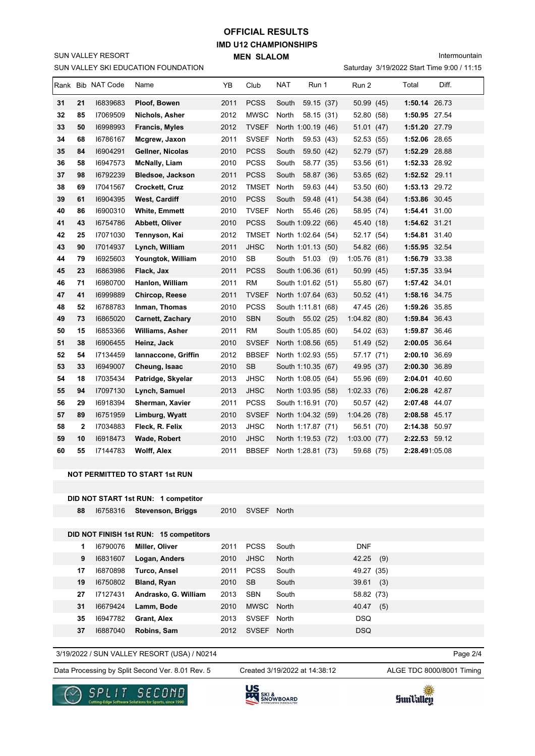# OFFICIAL RESULTS
## IMD U12 CHAMPIONSHIPS
### MEN SLALOM

SUN VALLEY RESORT
SUN VALLEY SKI EDUCATION FOUNDATION

Intermountain
Saturday 3/19/2022 Start Time 9:00 / 11:15

| Rank | Bib | NAT Code | Name | YB | Club | NAT | Run 1 | Run 2 | Total | Diff. |
|---|---|---|---|---|---|---|---|---|---|---|
| 31 | 21 | I6839683 | **Ploof, Bowen** | 2011 | PCSS | South | 59.15 (37) | 50.99 (45) | **1:50.14** | 26.73 |
| 32 | 85 | I7069509 | **Nichols, Asher** | 2012 | MWSC | North | 58.15 (31) | 52.80 (58) | **1:50.95** | 27.54 |
| 33 | 50 | I6998993 | **Francis, Myles** | 2012 | TVSEF | North | 1:00.19 (46) | 51.01 (47) | **1:51.20** | 27.79 |
| 34 | 68 | I6786167 | **Mcgrew, Jaxon** | 2011 | SVSEF | North | 59.53 (43) | 52.53 (55) | **1:52.06** | 28.65 |
| 35 | 84 | I6904291 | **Gellner, Nicolas** | 2010 | PCSS | South | 59.50 (42) | 52.79 (57) | **1:52.29** | 28.88 |
| 36 | 58 | I6947573 | **McNally, Liam** | 2010 | PCSS | South | 58.77 (35) | 53.56 (61) | **1:52.33** | 28.92 |
| 37 | 98 | I6792239 | **Bledsoe, Jackson** | 2011 | PCSS | South | 58.87 (36) | 53.65 (62) | **1:52.52** | 29.11 |
| 38 | 69 | I7041567 | **Crockett, Cruz** | 2012 | TMSET | North | 59.63 (44) | 53.50 (60) | **1:53.13** | 29.72 |
| 39 | 61 | I6904395 | **West, Cardiff** | 2010 | PCSS | South | 59.48 (41) | 54.38 (64) | **1:53.86** | 30.45 |
| 40 | 86 | I6900310 | **White, Emmett** | 2010 | TVSEF | North | 55.46 (26) | 58.95 (74) | **1:54.41** | 31.00 |
| 41 | 43 | I6754786 | **Abbett, Oliver** | 2010 | PCSS | South | 1:09.22 (66) | 45.40 (18) | **1:54.62** | 31.21 |
| 42 | 25 | I7071030 | **Tennyson, Kai** | 2012 | TMSET | North | 1:02.64 (54) | 52.17 (54) | **1:54.81** | 31.40 |
| 43 | 90 | I7014937 | **Lynch, William** | 2011 | JHSC | North | 1:01.13 (50) | 54.82 (66) | **1:55.95** | 32.54 |
| 44 | 79 | I6925603 | **Youngtok, William** | 2010 | SB | South | 51.03 (9) | 1:05.76 (81) | **1:56.79** | 33.38 |
| 45 | 23 | I6863986 | **Flack, Jax** | 2011 | PCSS | South | 1:06.36 (61) | 50.99 (45) | **1:57.35** | 33.94 |
| 46 | 71 | I6980700 | **Hanlon, William** | 2011 | RM | South | 1:01.62 (51) | 55.80 (67) | **1:57.42** | 34.01 |
| 47 | 41 | I6999889 | **Chircop, Reese** | 2011 | TVSEF | North | 1:07.64 (63) | 50.52 (41) | **1:58.16** | 34.75 |
| 48 | 52 | I6788783 | **Inman, Thomas** | 2010 | PCSS | South | 1:11.81 (68) | 47.45 (26) | **1:59.26** | 35.85 |
| 49 | 73 | I6865020 | **Carnett, Zachary** | 2010 | SBN | South | 55.02 (25) | 1:04.82 (80) | **1:59.84** | 36.43 |
| 50 | 15 | I6853366 | **Williams, Asher** | 2011 | RM | South | 1:05.85 (60) | 54.02 (63) | **1:59.87** | 36.46 |
| 51 | 38 | I6906455 | **Heinz, Jack** | 2010 | SVSEF | North | 1:08.56 (65) | 51.49 (52) | **2:00.05** | 36.64 |
| 52 | 54 | I7134459 | **Iannaccone, Griffin** | 2012 | BBSEF | North | 1:02.93 (55) | 57.17 (71) | **2:00.10** | 36.69 |
| 53 | 33 | I6949007 | **Cheung, Isaac** | 2010 | SB | South | 1:10.35 (67) | 49.95 (37) | **2:00.30** | 36.89 |
| 54 | 18 | I7035434 | **Patridge, Skyelar** | 2013 | JHSC | North | 1:08.05 (64) | 55.96 (69) | **2:04.01** | 40.60 |
| 55 | 94 | I7097130 | **Lynch, Samuel** | 2013 | JHSC | North | 1:03.95 (58) | 1:02.33 (76) | **2:06.28** | 42.87 |
| 56 | 29 | I6918394 | **Sherman, Xavier** | 2011 | PCSS | South | 1:16.91 (70) | 50.57 (42) | **2:07.48** | 44.07 |
| 57 | 89 | I6751959 | **Limburg, Wyatt** | 2010 | SVSEF | North | 1:04.32 (59) | 1:04.26 (78) | **2:08.58** | 45.17 |
| 58 | 2 | I7034883 | **Fleck, R. Felix** | 2013 | JHSC | North | 1:17.87 (71) | 56.51 (70) | **2:14.38** | 50.97 |
| 59 | 10 | I6918473 | **Wade, Robert** | 2010 | JHSC | North | 1:19.53 (72) | 1:03.00 (77) | **2:22.53** | 59.12 |
| 60 | 55 | I7144783 | **Wolff, Alex** | 2011 | BBSEF | North | 1:28.81 (73) | 59.68 (75) | **2:28.49** | 1:05.08 |

**NOT PERMITTED TO START 1st RUN**

**DID NOT START 1st RUN: 1 competitor**

| Bib | NAT Code | Name | YB | Club | NAT | Run 2 |
|---|---|---|---|---|---|---|
| 88 | I6758316 | **Stevenson, Briggs** | 2010 | SVSEF | North | |

**DID NOT FINISH 1st RUN: 15 competitors**

| Bib | NAT Code | Name | YB | Club | NAT | Run 2 |
|---|---|---|---|---|---|---|
| 1 | I6790076 | **Miller, Oliver** | 2011 | PCSS | South | DNF |
| 9 | I6831607 | **Logan, Anders** | 2010 | JHSC | North | 42.25 (9) |
| 17 | I6870898 | **Turco, Ansel** | 2011 | PCSS | South | 49.27 (35) |
| 19 | I6750802 | **Bland, Ryan** | 2010 | SB | South | 39.61 (3) |
| 27 | I7127431 | **Andrasko, G. William** | 2013 | SBN | South | 58.82 (73) |
| 31 | I6679424 | **Lamm, Bode** | 2010 | MWSC | North | 40.47 (5) |
| 35 | I6947782 | **Grant, Alex** | 2013 | SVSEF | North | DSQ |
| 37 | I6887040 | **Robins, Sam** | 2012 | SVSEF | North | DSQ |

3/19/2022 / SUN VALLEY RESORT (USA) / N0214

Data Processing by Split Second Ver. 8.01 Rev. 5 Created 3/19/2022 at 14:38:12 ALGE TDC 8000/8001 Timing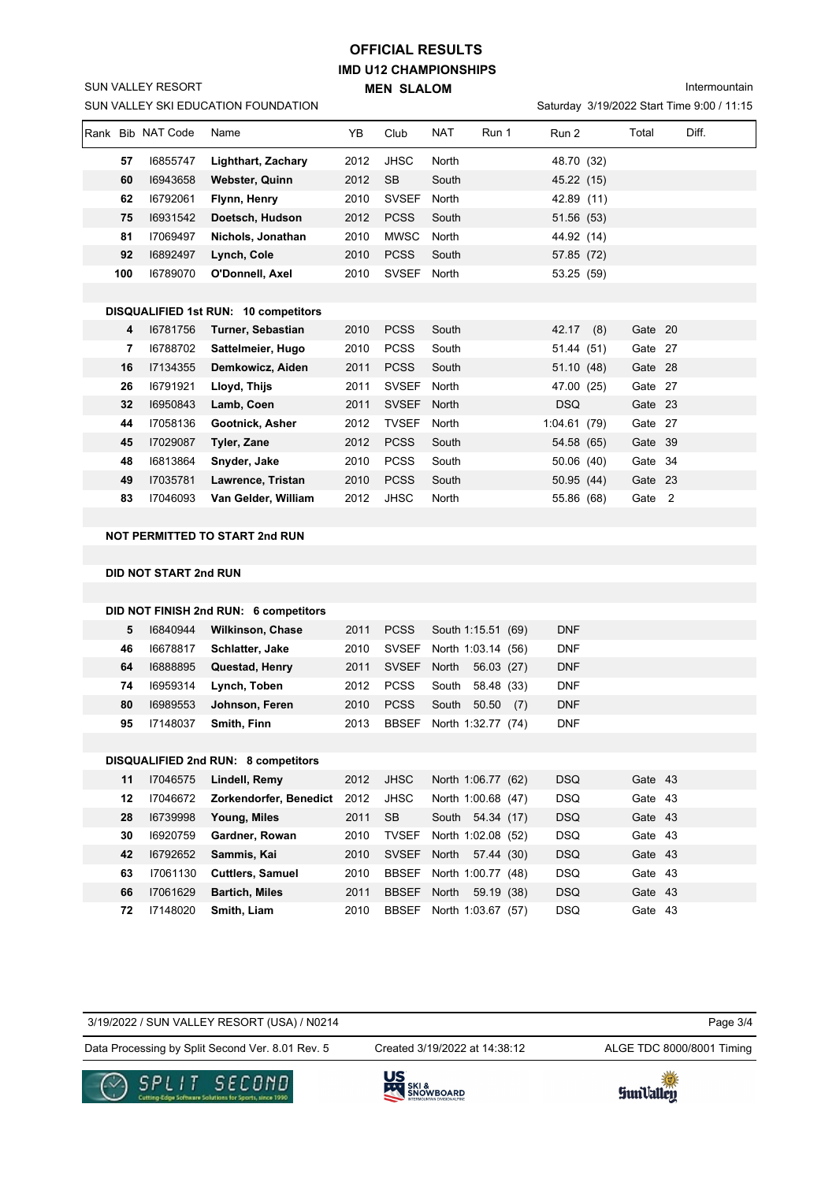# OFFICIAL RESULTS

## IMD U12 CHAMPIONSHIPS

### MEN SLALOM

SUN VALLEY RESORT

SUN VALLEY SKI EDUCATION FOUNDATION

Intermountain

Saturday 3/19/2022 Start Time 9:00 / 11:15

| Rank | Bib | NAT Code | Name | YB | Club | NAT | Run 1 | Run 2 | Total | Diff. |
|---|---|---|---|---|---|---|---|---|---|---|
| | 57 | I6855747 | **Lighthart, Zachary** | 2012 | JHSC | North | | 48.70 (32) | | |
| | 60 | I6943658 | **Webster, Quinn** | 2012 | SB | South | | 45.22 (15) | | |
| | 62 | I6792061 | **Flynn, Henry** | 2010 | SVSEF | North | | 42.89 (11) | | |
| | 75 | I6931542 | **Doetsch, Hudson** | 2012 | PCSS | South | | 51.56 (53) | | |
| | 81 | I7069497 | **Nichols, Jonathan** | 2010 | MWSC | North | | 44.92 (14) | | |
| | 92 | I6892497 | **Lynch, Cole** | 2010 | PCSS | South | | 57.85 (72) | | |
| | 100 | I6789070 | **O'Donnell, Axel** | 2010 | SVSEF | North | | 53.25 (59) | | |
| | | | | | | | | | | |
| **DISQUALIFIED 1st RUN: 10 competitors** | | | | | | | | | | |
| | 4 | I6781756 | **Turner, Sebastian** | 2010 | PCSS | South | | 42.17 (8) | Gate 20 | |
| | 7 | I6788702 | **Sattelmeier, Hugo** | 2010 | PCSS | South | | 51.44 (51) | Gate 27 | |
| | 16 | I7134355 | **Demkowicz, Aiden** | 2011 | PCSS | South | | 51.10 (48) | Gate 28 | |
| | 26 | I6791921 | **Lloyd, Thijs** | 2011 | SVSEF | North | | 47.00 (25) | Gate 27 | |
| | 32 | I6950843 | **Lamb, Coen** | 2011 | SVSEF | North | | DSQ | Gate 23 | |
| | 44 | I7058136 | **Gootnick, Asher** | 2012 | TVSEF | North | | 1:04.61 (79) | Gate 27 | |
| | 45 | I7029087 | **Tyler, Zane** | 2012 | PCSS | South | | 54.58 (65) | Gate 39 | |
| | 48 | I6813864 | **Snyder, Jake** | 2010 | PCSS | South | | 50.06 (40) | Gate 34 | |
| | 49 | I7035781 | **Lawrence, Tristan** | 2010 | PCSS | South | | 50.95 (44) | Gate 23 | |
| | 83 | I7046093 | **Van Gelder, William** | 2012 | JHSC | North | | 55.86 (68) | Gate 2 | |
| | | | | | | | | | | |
| **NOT PERMITTED TO START 2nd RUN** | | | | | | | | | | |
| | | | | | | | | | | |
| **DID NOT START 2nd RUN** | | | | | | | | | | |
| | | | | | | | | | | |
| **DID NOT FINISH 2nd RUN: 6 competitors** | | | | | | | | | | |
| | 5 | I6840944 | **Wilkinson, Chase** | 2011 | PCSS | South | 1:15.51 (69) | DNF | | |
| | 46 | I6678817 | **Schlatter, Jake** | 2010 | SVSEF | North | 1:03.14 (56) | DNF | | |
| | 64 | I6888895 | **Questad, Henry** | 2011 | SVSEF | North | 56.03 (27) | DNF | | |
| | 74 | I6959314 | **Lynch, Toben** | 2012 | PCSS | South | 58.48 (33) | DNF | | |
| | 80 | I6989553 | **Johnson, Feren** | 2010 | PCSS | South | 50.50 (7) | DNF | | |
| | 95 | I7148037 | **Smith, Finn** | 2013 | BBSEF | North | 1:32.77 (74) | DNF | | |
| | | | | | | | | | | |
| **DISQUALIFIED 2nd RUN: 8 competitors** | | | | | | | | | | |
| | 11 | I7046575 | **Lindell, Remy** | 2012 | JHSC | North | 1:06.77 (62) | DSQ | Gate 43 | |
| | 12 | I7046672 | **Zorkendorfer, Benedict** | 2012 | JHSC | North | 1:00.68 (47) | DSQ | Gate 43 | |
| | 28 | I6739998 | **Young, Miles** | 2011 | SB | South | 54.34 (17) | DSQ | Gate 43 | |
| | 30 | I6920759 | **Gardner, Rowan** | 2010 | TVSEF | North | 1:02.08 (52) | DSQ | Gate 43 | |
| | 42 | I6792652 | **Sammis, Kai** | 2010 | SVSEF | North | 57.44 (30) | DSQ | Gate 43 | |
| | 63 | I7061130 | **Cuttlers, Samuel** | 2010 | BBSEF | North | 1:00.77 (48) | DSQ | Gate 43 | |
| | 66 | I7061629 | **Bartich, Miles** | 2011 | BBSEF | North | 59.19 (38) | DSQ | Gate 43 | |
| | 72 | I7148020 | **Smith, Liam** | 2010 | BBSEF | North | 1:03.67 (57) | DSQ | Gate 43 | |

3/19/2022 / SUN VALLEY RESORT (USA) / N0214

Data Processing by Split Second Ver. 8.01 Rev. 5 | Created 3/19/2022 at 14:38:12 | ALGE TDC 8000/8001 Timing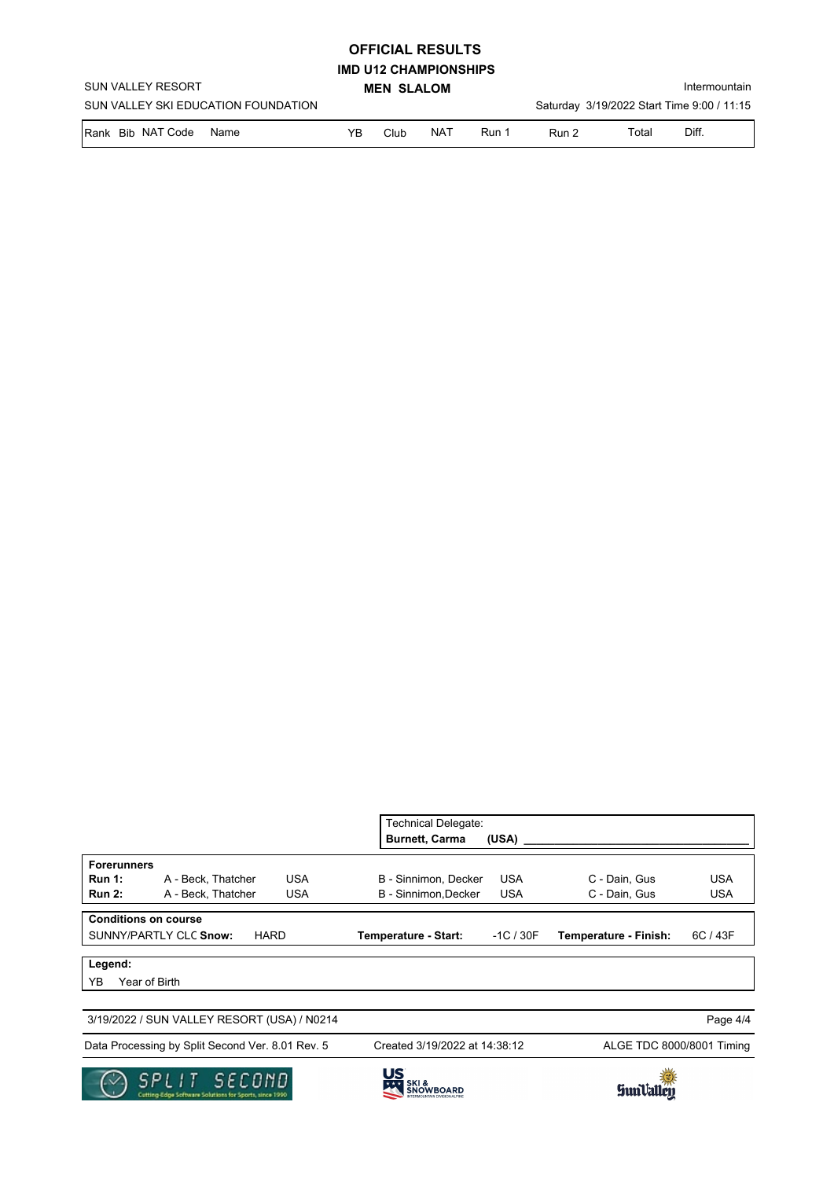# OFFICIAL RESULTS

## IMD U12 CHAMPIONSHIPS

SUN VALLEY RESORT — **MEN SLALOM** — Intermountain

SUN VALLEY SKI EDUCATION FOUNDATION — Saturday 3/19/2022 Start Time 9:00 / 11:15

| Rank | Bib | NAT Code | Name | YB | Club | NAT | Run 1 | Run 2 | Total | Diff. |
|---|---|---|---|---|---|---|---|---|---|---|

Technical Delegate:
**Burnett, Carma** (USA) ___________________________________

**Forerunners**

| | | | | | | |
|---|---|---|---|---|---|---|
| **Run 1:** | A - Beck, Thatcher | USA | B - Sinnimon, Decker | USA | C - Dain, Gus | USA |
| **Run 2:** | A - Beck, Thatcher | USA | B - Sinnimon,Decker | USA | C - Dain, Gus | USA |

**Conditions on course**

SUNNY/PARTLY CLC **Snow:** HARD **Temperature - Start:** -1C / 30F **Temperature - Finish:** 6C / 43F

**Legend:**

YB Year of Birth

3/19/2022 / SUN VALLEY RESORT (USA) / N0214

Data Processing by Split Second Ver. 8.01 Rev. 5 — Created 3/19/2022 at 14:38:12 — ALGE TDC 8000/8001 Timing